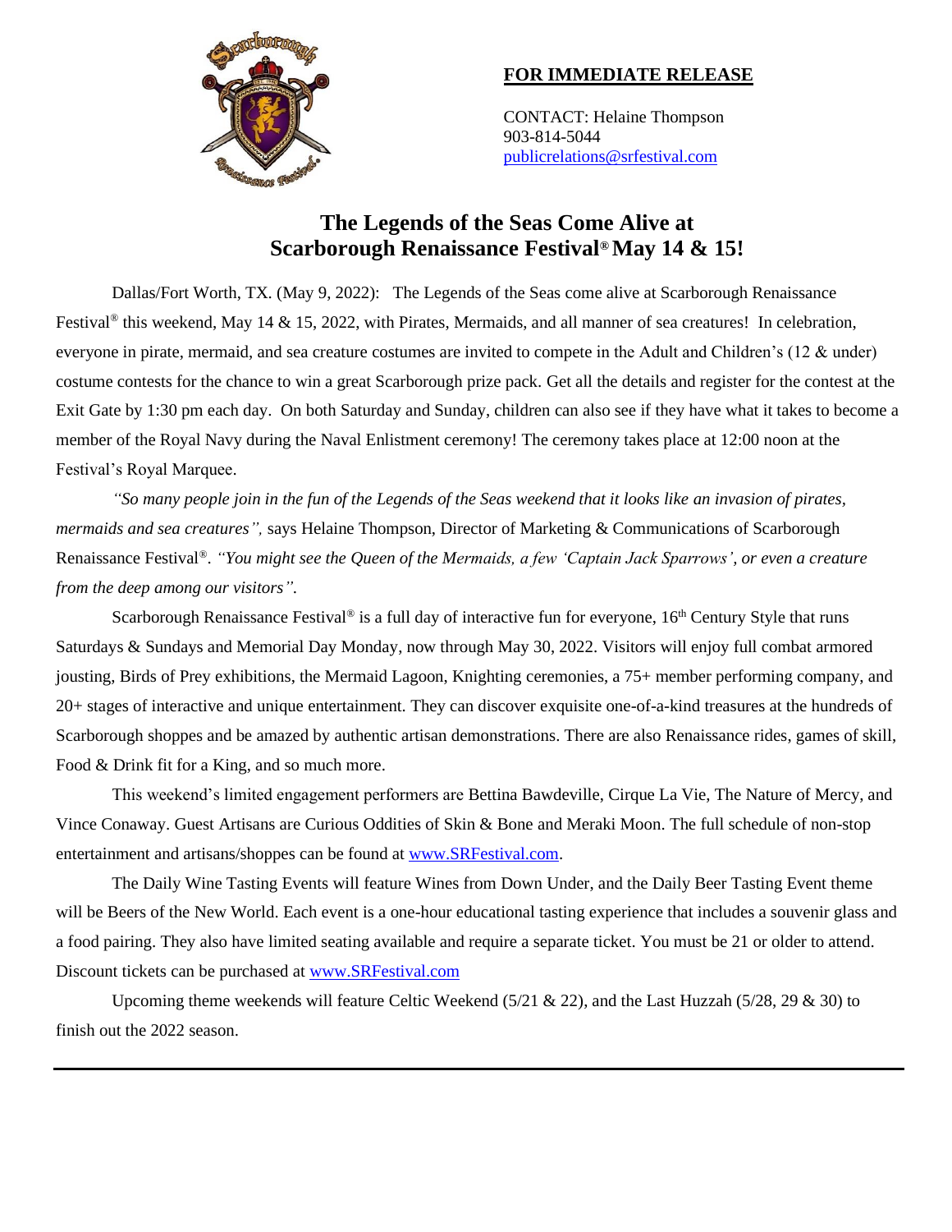**FOR IMMEDIATE RELEASE**

CONTACT: Helaine Thompson
903-814-5044
publicrelations@srfestival.com

# The Legends of the Seas Come Alive at Scarborough Renaissance Festival® May 14 & 15!

Dallas/Fort Worth, TX. (May 9, 2022): The Legends of the Seas come alive at Scarborough Renaissance Festival® this weekend, May 14 & 15, 2022, with Pirates, Mermaids, and all manner of sea creatures! In celebration, everyone in pirate, mermaid, and sea creature costumes are invited to compete in the Adult and Children's (12 & under) costume contests for the chance to win a great Scarborough prize pack. Get all the details and register for the contest at the Exit Gate by 1:30 pm each day. On both Saturday and Sunday, children can also see if they have what it takes to become a member of the Royal Navy during the Naval Enlistment ceremony! The ceremony takes place at 12:00 noon at the Festival's Royal Marquee.

*"So many people join in the fun of the Legends of the Seas weekend that it looks like an invasion of pirates, mermaids and sea creatures",* says Helaine Thompson, Director of Marketing & Communications of Scarborough Renaissance Festival®. *"You might see the Queen of the Mermaids, a few 'Captain Jack Sparrows', or even a creature from the deep among our visitors".*

Scarborough Renaissance Festival® is a full day of interactive fun for everyone, 16th Century Style that runs Saturdays & Sundays and Memorial Day Monday, now through May 30, 2022. Visitors will enjoy full combat armored jousting, Birds of Prey exhibitions, the Mermaid Lagoon, Knighting ceremonies, a 75+ member performing company, and 20+ stages of interactive and unique entertainment. They can discover exquisite one-of-a-kind treasures at the hundreds of Scarborough shoppes and be amazed by authentic artisan demonstrations. There are also Renaissance rides, games of skill, Food & Drink fit for a King, and so much more.

This weekend's limited engagement performers are Bettina Bawdeville, Cirque La Vie, The Nature of Mercy, and Vince Conaway. Guest Artisans are Curious Oddities of Skin & Bone and Meraki Moon. The full schedule of non-stop entertainment and artisans/shoppes can be found at www.SRFestival.com.

The Daily Wine Tasting Events will feature Wines from Down Under, and the Daily Beer Tasting Event theme will be Beers of the New World. Each event is a one-hour educational tasting experience that includes a souvenir glass and a food pairing. They also have limited seating available and require a separate ticket. You must be 21 or older to attend. Discount tickets can be purchased at www.SRFestival.com

Upcoming theme weekends will feature Celtic Weekend (5/21 & 22), and the Last Huzzah (5/28, 29 & 30) to finish out the 2022 season.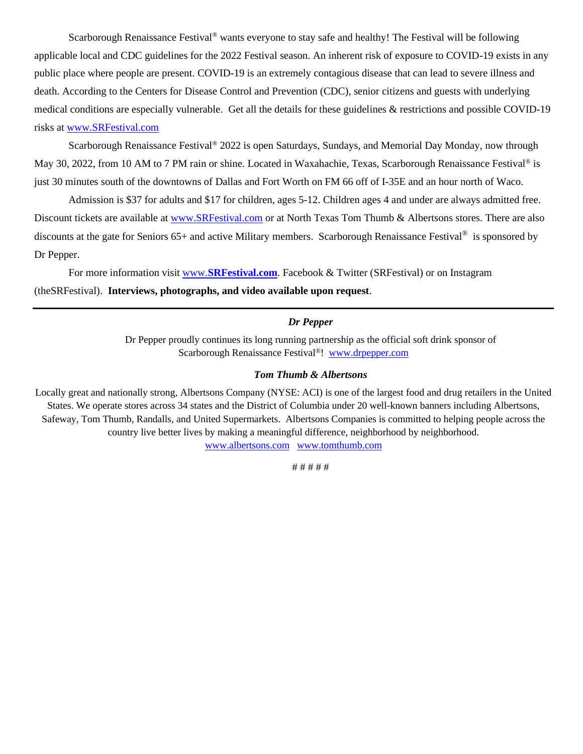Scarborough Renaissance Festival® wants everyone to stay safe and healthy! The Festival will be following applicable local and CDC guidelines for the 2022 Festival season. An inherent risk of exposure to COVID-19 exists in any public place where people are present. COVID-19 is an extremely contagious disease that can lead to severe illness and death. According to the Centers for Disease Control and Prevention (CDC), senior citizens and guests with underlying medical conditions are especially vulnerable. Get all the details for these guidelines & restrictions and possible COVID-19 risks at www.SRFestival.com

Scarborough Renaissance Festival® 2022 is open Saturdays, Sundays, and Memorial Day Monday, now through May 30, 2022, from 10 AM to 7 PM rain or shine. Located in Waxahachie, Texas, Scarborough Renaissance Festival® is just 30 minutes south of the downtowns of Dallas and Fort Worth on FM 66 off of I-35E and an hour north of Waco.

Admission is $37 for adults and $17 for children, ages 5-12. Children ages 4 and under are always admitted free. Discount tickets are available at www.SRFestival.com or at North Texas Tom Thumb & Albertsons stores. There are also discounts at the gate for Seniors 65+ and active Military members. Scarborough Renaissance Festival® is sponsored by Dr Pepper.

For more information visit www.**SRFestival.com**. Facebook & Twitter (SRFestival) or on Instagram (theSRFestival). **Interviews, photographs, and video available upon request**.

---

***Dr Pepper***

Dr Pepper proudly continues its long running partnership as the official soft drink sponsor of Scarborough Renaissance Festival®! www.drpepper.com

***Tom Thumb & Albertsons***

Locally great and nationally strong, Albertsons Company (NYSE: ACI) is one of the largest food and drug retailers in the United States. We operate stores across 34 states and the District of Columbia under 20 well-known banners including Albertsons, Safeway, Tom Thumb, Randalls, and United Supermarkets. Albertsons Companies is committed to helping people across the country live better lives by making a meaningful difference, neighborhood by neighborhood.
www.albertsons.com www.tomthumb.com

# # # # #